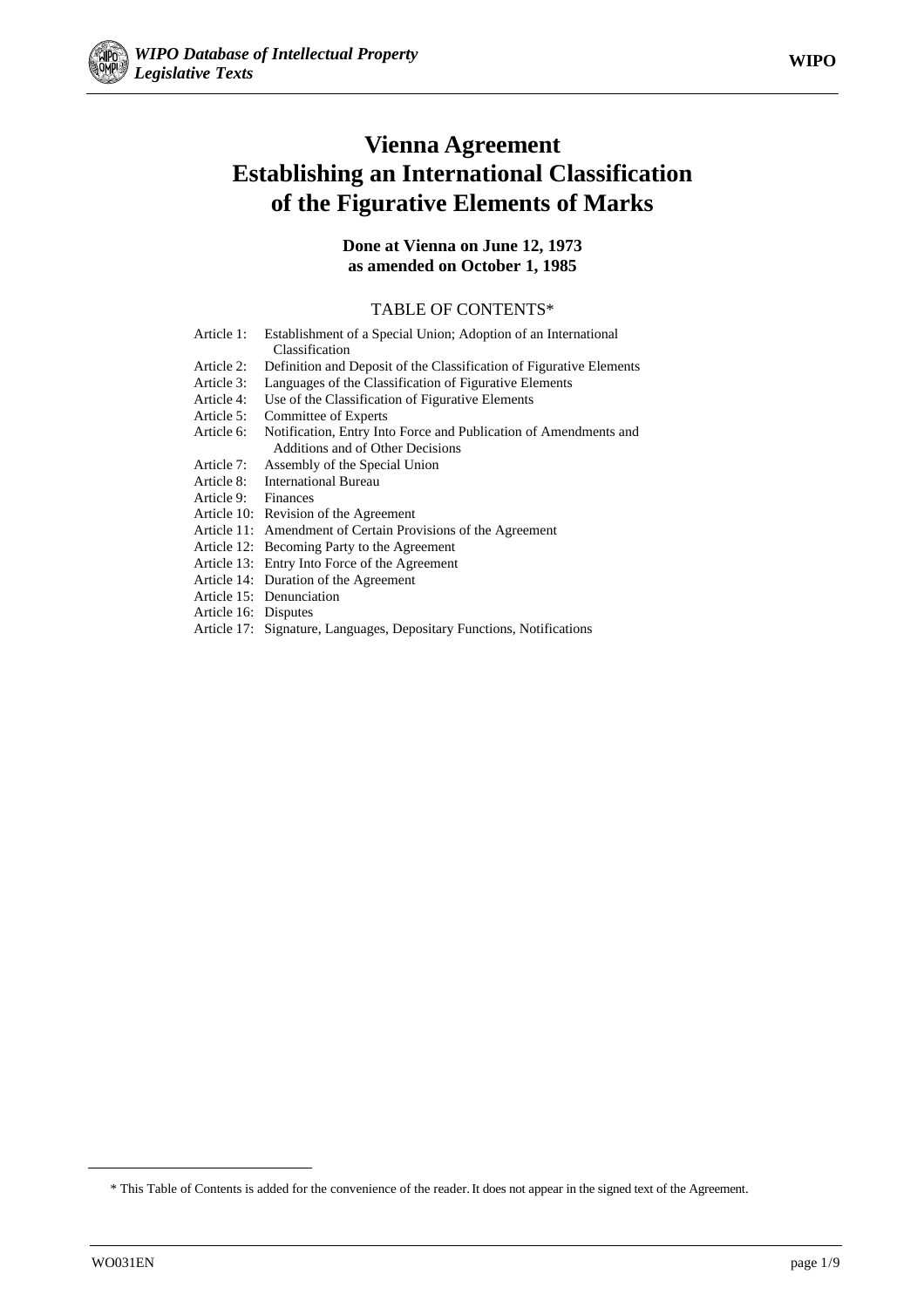# Vienna Agreement Establishing an International Classification of the Figurative Elements of Marks

**Done at Vienna on June 12, 1973 as amended on October 1, 1985**

TABLE OF CONTENTS*

Article 1: Establishment of a Special Union; Adoption of an International Classification
Article 2: Definition and Deposit of the Classification of Figurative Elements
Article 3: Languages of the Classification of Figurative Elements
Article 4: Use of the Classification of Figurative Elements
Article 5: Committee of Experts
Article 6: Notification, Entry Into Force and Publication of Amendments and Additions and of Other Decisions
Article 7: Assembly of the Special Union
Article 8: International Bureau
Article 9: Finances
Article 10: Revision of the Agreement
Article 11: Amendment of Certain Provisions of the Agreement
Article 12: Becoming Party to the Agreement
Article 13: Entry Into Force of the Agreement
Article 14: Duration of the Agreement
Article 15: Denunciation
Article 16: Disputes
Article 17: Signature, Languages, Depositary Functions, Notifications

---

* This Table of Contents is added for the convenience of the reader. It does not appear in the signed text of the Agreement.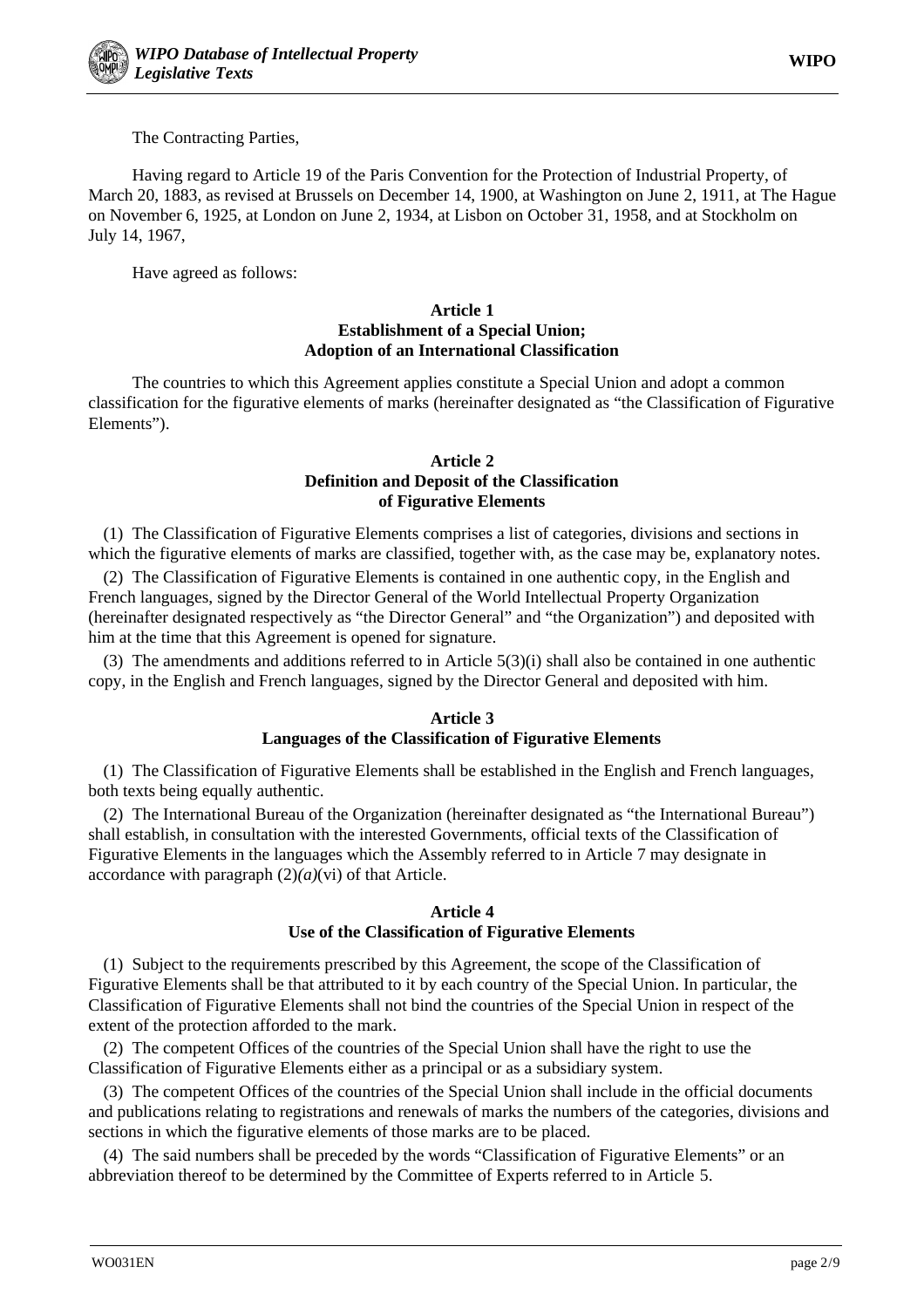The Contracting Parties,

Having regard to Article 19 of the Paris Convention for the Protection of Industrial Property, of March 20, 1883, as revised at Brussels on December 14, 1900, at Washington on June 2, 1911, at The Hague on November 6, 1925, at London on June 2, 1934, at Lisbon on October 31, 1958, and at Stockholm on July 14, 1967,

Have agreed as follows:

### Article 1
### Establishment of a Special Union; Adoption of an International Classification

The countries to which this Agreement applies constitute a Special Union and adopt a common classification for the figurative elements of marks (hereinafter designated as "the Classification of Figurative Elements").

### Article 2
### Definition and Deposit of the Classification of Figurative Elements

(1) The Classification of Figurative Elements comprises a list of categories, divisions and sections in which the figurative elements of marks are classified, together with, as the case may be, explanatory notes.

(2) The Classification of Figurative Elements is contained in one authentic copy, in the English and French languages, signed by the Director General of the World Intellectual Property Organization (hereinafter designated respectively as "the Director General" and "the Organization") and deposited with him at the time that this Agreement is opened for signature.

(3) The amendments and additions referred to in Article 5(3)(i) shall also be contained in one authentic copy, in the English and French languages, signed by the Director General and deposited with him.

### Article 3
### Languages of the Classification of Figurative Elements

(1) The Classification of Figurative Elements shall be established in the English and French languages, both texts being equally authentic.

(2) The International Bureau of the Organization (hereinafter designated as "the International Bureau") shall establish, in consultation with the interested Governments, official texts of the Classification of Figurative Elements in the languages which the Assembly referred to in Article 7 may designate in accordance with paragraph (2)*(a)*(vi) of that Article.

### Article 4
### Use of the Classification of Figurative Elements

(1) Subject to the requirements prescribed by this Agreement, the scope of the Classification of Figurative Elements shall be that attributed to it by each country of the Special Union. In particular, the Classification of Figurative Elements shall not bind the countries of the Special Union in respect of the extent of the protection afforded to the mark.

(2) The competent Offices of the countries of the Special Union shall have the right to use the Classification of Figurative Elements either as a principal or as a subsidiary system.

(3) The competent Offices of the countries of the Special Union shall include in the official documents and publications relating to registrations and renewals of marks the numbers of the categories, divisions and sections in which the figurative elements of those marks are to be placed.

(4) The said numbers shall be preceded by the words "Classification of Figurative Elements" or an abbreviation thereof to be determined by the Committee of Experts referred to in Article 5.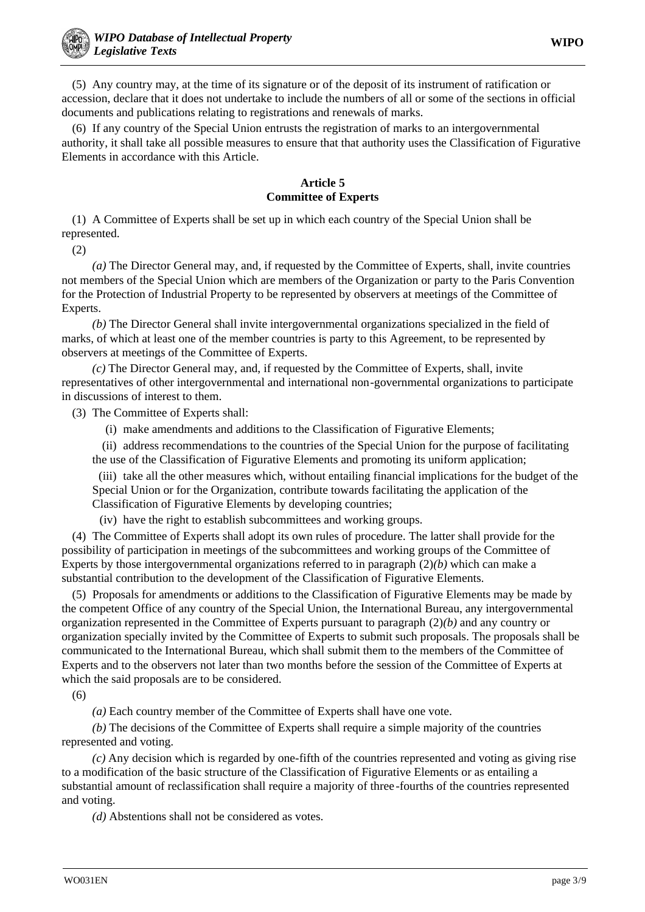(5) Any country may, at the time of its signature or of the deposit of its instrument of ratification or accession, declare that it does not undertake to include the numbers of all or some of the sections in official documents and publications relating to registrations and renewals of marks.

(6) If any country of the Special Union entrusts the registration of marks to an intergovernmental authority, it shall take all possible measures to ensure that that authority uses the Classification of Figurative Elements in accordance with this Article.

**Article 5**
**Committee of Experts**

(1) A Committee of Experts shall be set up in which each country of the Special Union shall be represented.

(2)

*(a)* The Director General may, and, if requested by the Committee of Experts, shall, invite countries not members of the Special Union which are members of the Organization or party to the Paris Convention for the Protection of Industrial Property to be represented by observers at meetings of the Committee of Experts.

*(b)* The Director General shall invite intergovernmental organizations specialized in the field of marks, of which at least one of the member countries is party to this Agreement, to be represented by observers at meetings of the Committee of Experts.

*(c)* The Director General may, and, if requested by the Committee of Experts, shall, invite representatives of other intergovernmental and international non-governmental organizations to participate in discussions of interest to them.

(3) The Committee of Experts shall:

(i) make amendments and additions to the Classification of Figurative Elements;

(ii) address recommendations to the countries of the Special Union for the purpose of facilitating the use of the Classification of Figurative Elements and promoting its uniform application;

(iii) take all the other measures which, without entailing financial implications for the budget of the Special Union or for the Organization, contribute towards facilitating the application of the Classification of Figurative Elements by developing countries;

(iv) have the right to establish subcommittees and working groups.

(4) The Committee of Experts shall adopt its own rules of procedure. The latter shall provide for the possibility of participation in meetings of the subcommittees and working groups of the Committee of Experts by those intergovernmental organizations referred to in paragraph (2)*(b)* which can make a substantial contribution to the development of the Classification of Figurative Elements.

(5) Proposals for amendments or additions to the Classification of Figurative Elements may be made by the competent Office of any country of the Special Union, the International Bureau, any intergovernmental organization represented in the Committee of Experts pursuant to paragraph (2)*(b)* and any country or organization specially invited by the Committee of Experts to submit such proposals. The proposals shall be communicated to the International Bureau, which shall submit them to the members of the Committee of Experts and to the observers not later than two months before the session of the Committee of Experts at which the said proposals are to be considered.

(6)

*(a)* Each country member of the Committee of Experts shall have one vote.

*(b)* The decisions of the Committee of Experts shall require a simple majority of the countries represented and voting.

*(c)* Any decision which is regarded by one-fifth of the countries represented and voting as giving rise to a modification of the basic structure of the Classification of Figurative Elements or as entailing a substantial amount of reclassification shall require a majority of three-fourths of the countries represented and voting.

*(d)* Abstentions shall not be considered as votes.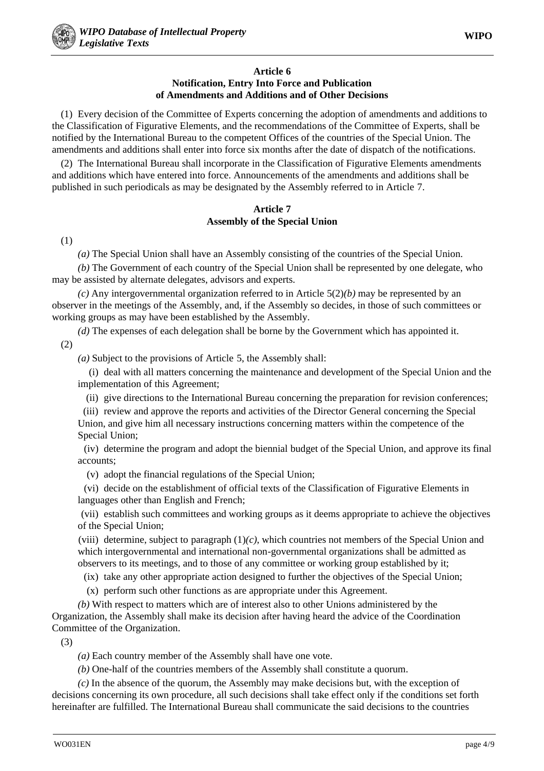### Article 6
### Notification, Entry Into Force and Publication of Amendments and Additions and of Other Decisions

(1) Every decision of the Committee of Experts concerning the adoption of amendments and additions to the Classification of Figurative Elements, and the recommendations of the Committee of Experts, shall be notified by the International Bureau to the competent Offices of the countries of the Special Union. The amendments and additions shall enter into force six months after the date of dispatch of the notifications.

(2) The International Bureau shall incorporate in the Classification of Figurative Elements amendments and additions which have entered into force. Announcements of the amendments and additions shall be published in such periodicals as may be designated by the Assembly referred to in Article 7.

### Article 7
### Assembly of the Special Union

(1)

*(a)* The Special Union shall have an Assembly consisting of the countries of the Special Union.

*(b)* The Government of each country of the Special Union shall be represented by one delegate, who may be assisted by alternate delegates, advisors and experts.

*(c)* Any intergovernmental organization referred to in Article 5(2)*(b)* may be represented by an observer in the meetings of the Assembly, and, if the Assembly so decides, in those of such committees or working groups as may have been established by the Assembly.

*(d)* The expenses of each delegation shall be borne by the Government which has appointed it.

(2)

*(a)* Subject to the provisions of Article 5, the Assembly shall:

(i) deal with all matters concerning the maintenance and development of the Special Union and the implementation of this Agreement;

(ii) give directions to the International Bureau concerning the preparation for revision conferences;

(iii) review and approve the reports and activities of the Director General concerning the Special Union, and give him all necessary instructions concerning matters within the competence of the Special Union;

(iv) determine the program and adopt the biennial budget of the Special Union, and approve its final accounts;

(v) adopt the financial regulations of the Special Union;

(vi) decide on the establishment of official texts of the Classification of Figurative Elements in languages other than English and French;

(vii) establish such committees and working groups as it deems appropriate to achieve the objectives of the Special Union;

(viii) determine, subject to paragraph (1)*(c)*, which countries not members of the Special Union and which intergovernmental and international non-governmental organizations shall be admitted as observers to its meetings, and to those of any committee or working group established by it;

(ix) take any other appropriate action designed to further the objectives of the Special Union;

(x) perform such other functions as are appropriate under this Agreement.

*(b)* With respect to matters which are of interest also to other Unions administered by the Organization, the Assembly shall make its decision after having heard the advice of the Coordination Committee of the Organization.

(3)

*(a)* Each country member of the Assembly shall have one vote.

*(b)* One-half of the countries members of the Assembly shall constitute a quorum.

*(c)* In the absence of the quorum, the Assembly may make decisions but, with the exception of decisions concerning its own procedure, all such decisions shall take effect only if the conditions set forth hereinafter are fulfilled. The International Bureau shall communicate the said decisions to the countries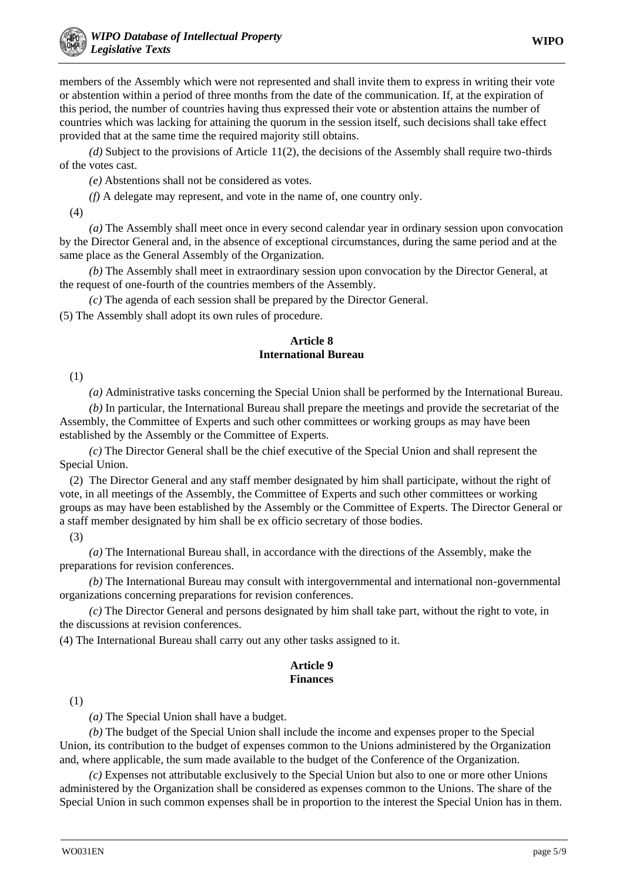members of the Assembly which were not represented and shall invite them to express in writing their vote or abstention within a period of three months from the date of the communication. If, at the expiration of this period, the number of countries having thus expressed their vote or abstention attains the number of countries which was lacking for attaining the quorum in the session itself, such decisions shall take effect provided that at the same time the required majority still obtains.

*(d)* Subject to the provisions of Article 11(2), the decisions of the Assembly shall require two-thirds of the votes cast.

*(e)* Abstentions shall not be considered as votes.

*(f)* A delegate may represent, and vote in the name of, one country only.

(4)

*(a)* The Assembly shall meet once in every second calendar year in ordinary session upon convocation by the Director General and, in the absence of exceptional circumstances, during the same period and at the same place as the General Assembly of the Organization.

*(b)* The Assembly shall meet in extraordinary session upon convocation by the Director General, at the request of one-fourth of the countries members of the Assembly.

*(c)* The agenda of each session shall be prepared by the Director General.

(5) The Assembly shall adopt its own rules of procedure.

**Article 8**
**International Bureau**

(1)

*(a)* Administrative tasks concerning the Special Union shall be performed by the International Bureau.

*(b)* In particular, the International Bureau shall prepare the meetings and provide the secretariat of the Assembly, the Committee of Experts and such other committees or working groups as may have been established by the Assembly or the Committee of Experts.

*(c)* The Director General shall be the chief executive of the Special Union and shall represent the Special Union.

(2) The Director General and any staff member designated by him shall participate, without the right of vote, in all meetings of the Assembly, the Committee of Experts and such other committees or working groups as may have been established by the Assembly or the Committee of Experts. The Director General or a staff member designated by him shall be ex officio secretary of those bodies.

(3)

*(a)* The International Bureau shall, in accordance with the directions of the Assembly, make the preparations for revision conferences.

*(b)* The International Bureau may consult with intergovernmental and international non-governmental organizations concerning preparations for revision conferences.

*(c)* The Director General and persons designated by him shall take part, without the right to vote, in the discussions at revision conferences.

(4) The International Bureau shall carry out any other tasks assigned to it.

**Article 9**
**Finances**

(1)

*(a)* The Special Union shall have a budget.

*(b)* The budget of the Special Union shall include the income and expenses proper to the Special Union, its contribution to the budget of expenses common to the Unions administered by the Organization and, where applicable, the sum made available to the budget of the Conference of the Organization.

*(c)* Expenses not attributable exclusively to the Special Union but also to one or more other Unions administered by the Organization shall be considered as expenses common to the Unions. The share of the Special Union in such common expenses shall be in proportion to the interest the Special Union has in them.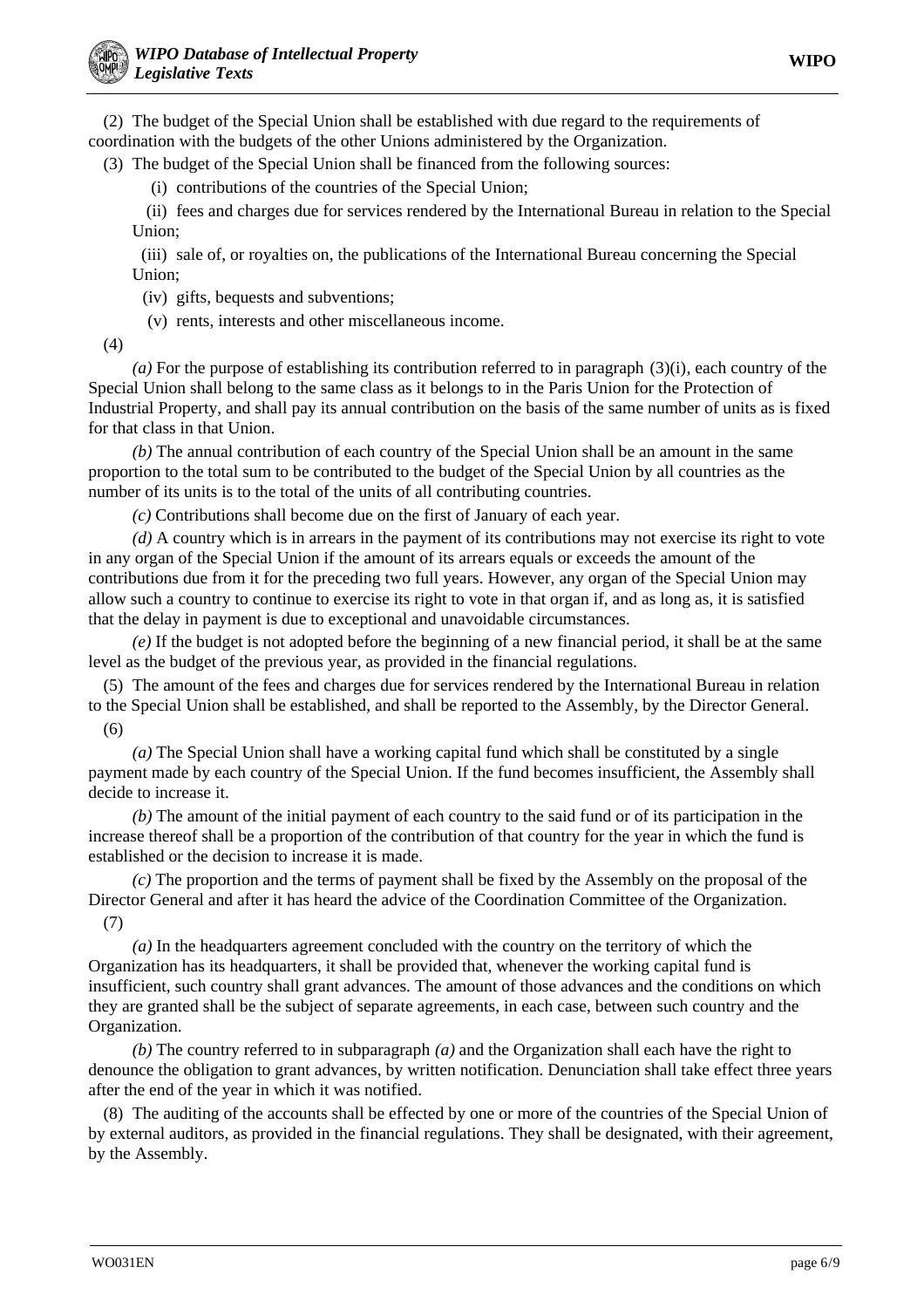(2) The budget of the Special Union shall be established with due regard to the requirements of coordination with the budgets of the other Unions administered by the Organization.

(3) The budget of the Special Union shall be financed from the following sources:

(i) contributions of the countries of the Special Union;

(ii) fees and charges due for services rendered by the International Bureau in relation to the Special Union;

(iii) sale of, or royalties on, the publications of the International Bureau concerning the Special Union;

(iv) gifts, bequests and subventions;

(v) rents, interests and other miscellaneous income.

(4)

*(a)* For the purpose of establishing its contribution referred to in paragraph (3)(i), each country of the Special Union shall belong to the same class as it belongs to in the Paris Union for the Protection of Industrial Property, and shall pay its annual contribution on the basis of the same number of units as is fixed for that class in that Union.

*(b)* The annual contribution of each country of the Special Union shall be an amount in the same proportion to the total sum to be contributed to the budget of the Special Union by all countries as the number of its units is to the total of the units of all contributing countries.

*(c)* Contributions shall become due on the first of January of each year.

*(d)* A country which is in arrears in the payment of its contributions may not exercise its right to vote in any organ of the Special Union if the amount of its arrears equals or exceeds the amount of the contributions due from it for the preceding two full years. However, any organ of the Special Union may allow such a country to continue to exercise its right to vote in that organ if, and as long as, it is satisfied that the delay in payment is due to exceptional and unavoidable circumstances.

*(e)* If the budget is not adopted before the beginning of a new financial period, it shall be at the same level as the budget of the previous year, as provided in the financial regulations.

(5) The amount of the fees and charges due for services rendered by the International Bureau in relation to the Special Union shall be established, and shall be reported to the Assembly, by the Director General.

(6)

*(a)* The Special Union shall have a working capital fund which shall be constituted by a single payment made by each country of the Special Union. If the fund becomes insufficient, the Assembly shall decide to increase it.

*(b)* The amount of the initial payment of each country to the said fund or of its participation in the increase thereof shall be a proportion of the contribution of that country for the year in which the fund is established or the decision to increase it is made.

*(c)* The proportion and the terms of payment shall be fixed by the Assembly on the proposal of the Director General and after it has heard the advice of the Coordination Committee of the Organization.

(7)

*(a)* In the headquarters agreement concluded with the country on the territory of which the Organization has its headquarters, it shall be provided that, whenever the working capital fund is insufficient, such country shall grant advances. The amount of those advances and the conditions on which they are granted shall be the subject of separate agreements, in each case, between such country and the Organization.

*(b)* The country referred to in subparagraph *(a)* and the Organization shall each have the right to denounce the obligation to grant advances, by written notification. Denunciation shall take effect three years after the end of the year in which it was notified.

(8) The auditing of the accounts shall be effected by one or more of the countries of the Special Union of by external auditors, as provided in the financial regulations. They shall be designated, with their agreement, by the Assembly.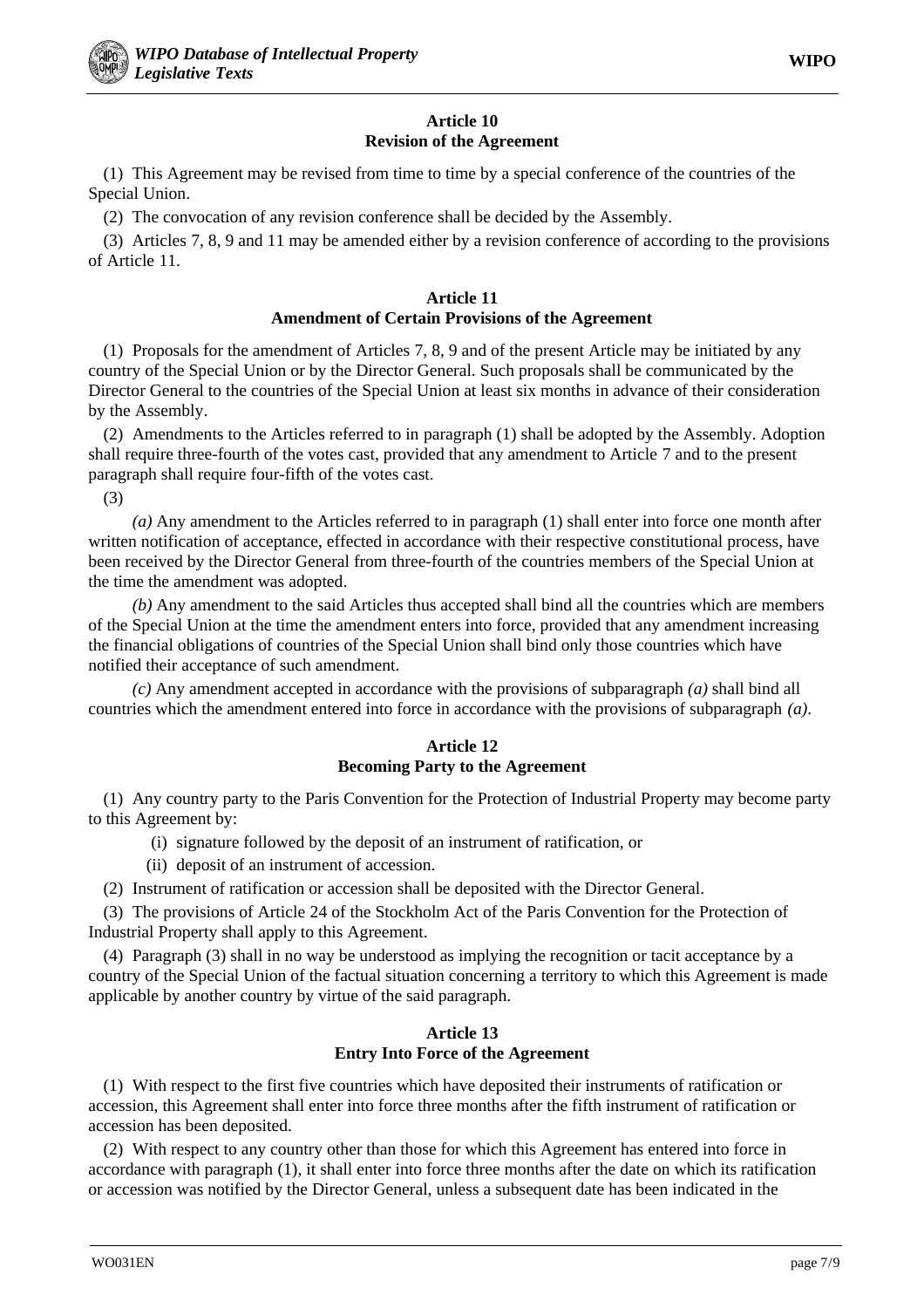**Article 10**
**Revision of the Agreement**

(1) This Agreement may be revised from time to time by a special conference of the countries of the Special Union.

(2) The convocation of any revision conference shall be decided by the Assembly.

(3) Articles 7, 8, 9 and 11 may be amended either by a revision conference of according to the provisions of Article 11.

**Article 11**
**Amendment of Certain Provisions of the Agreement**

(1) Proposals for the amendment of Articles 7, 8, 9 and of the present Article may be initiated by any country of the Special Union or by the Director General. Such proposals shall be communicated by the Director General to the countries of the Special Union at least six months in advance of their consideration by the Assembly.

(2) Amendments to the Articles referred to in paragraph (1) shall be adopted by the Assembly. Adoption shall require three-fourth of the votes cast, provided that any amendment to Article 7 and to the present paragraph shall require four-fifth of the votes cast.

(3)

*(a)* Any amendment to the Articles referred to in paragraph (1) shall enter into force one month after written notification of acceptance, effected in accordance with their respective constitutional process, have been received by the Director General from three-fourth of the countries members of the Special Union at the time the amendment was adopted.

*(b)* Any amendment to the said Articles thus accepted shall bind all the countries which are members of the Special Union at the time the amendment enters into force, provided that any amendment increasing the financial obligations of countries of the Special Union shall bind only those countries which have notified their acceptance of such amendment.

*(c)* Any amendment accepted in accordance with the provisions of subparagraph *(a)* shall bind all countries which the amendment entered into force in accordance with the provisions of subparagraph *(a)*.

**Article 12**
**Becoming Party to the Agreement**

(1) Any country party to the Paris Convention for the Protection of Industrial Property may become party to this Agreement by:

(i) signature followed by the deposit of an instrument of ratification, or

(ii) deposit of an instrument of accession.

(2) Instrument of ratification or accession shall be deposited with the Director General.

(3) The provisions of Article 24 of the Stockholm Act of the Paris Convention for the Protection of Industrial Property shall apply to this Agreement.

(4) Paragraph (3) shall in no way be understood as implying the recognition or tacit acceptance by a country of the Special Union of the factual situation concerning a territory to which this Agreement is made applicable by another country by virtue of the said paragraph.

**Article 13**
**Entry Into Force of the Agreement**

(1) With respect to the first five countries which have deposited their instruments of ratification or accession, this Agreement shall enter into force three months after the fifth instrument of ratification or accession has been deposited.

(2) With respect to any country other than those for which this Agreement has entered into force in accordance with paragraph (1), it shall enter into force three months after the date on which its ratification or accession was notified by the Director General, unless a subsequent date has been indicated in the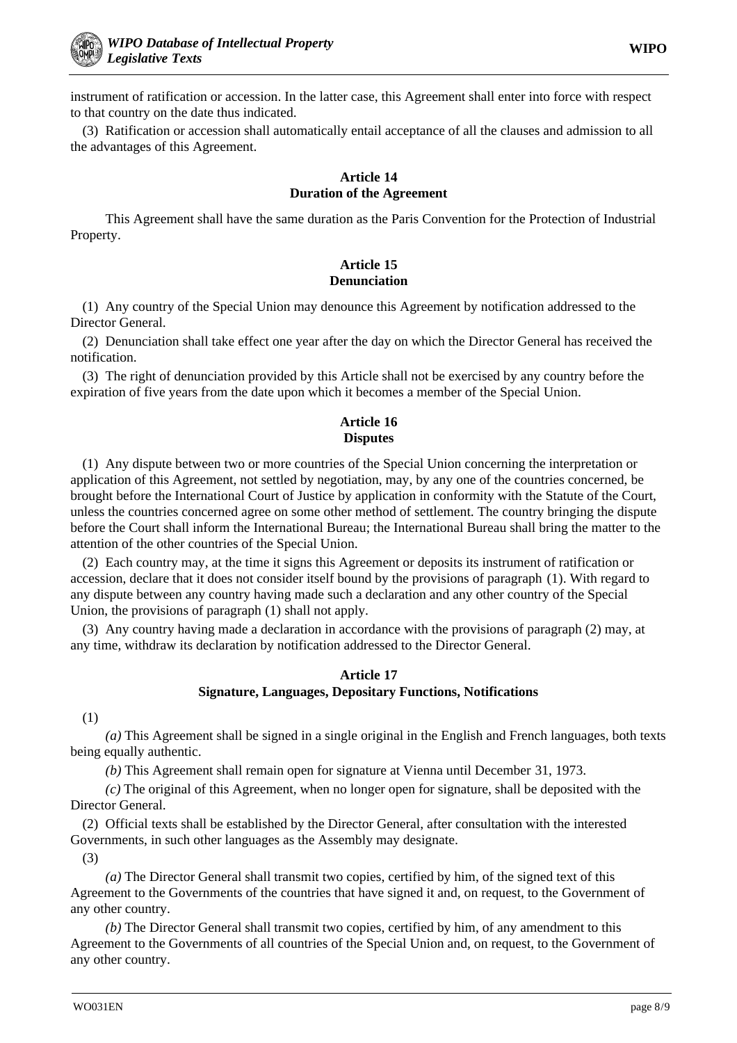instrument of ratification or accession. In the latter case, this Agreement shall enter into force with respect to that country on the date thus indicated.

(3) Ratification or accession shall automatically entail acceptance of all the clauses and admission to all the advantages of this Agreement.

### Article 14
### Duration of the Agreement

This Agreement shall have the same duration as the Paris Convention for the Protection of Industrial Property.

### Article 15
### Denunciation

(1) Any country of the Special Union may denounce this Agreement by notification addressed to the Director General.

(2) Denunciation shall take effect one year after the day on which the Director General has received the notification.

(3) The right of denunciation provided by this Article shall not be exercised by any country before the expiration of five years from the date upon which it becomes a member of the Special Union.

### Article 16
### Disputes

(1) Any dispute between two or more countries of the Special Union concerning the interpretation or application of this Agreement, not settled by negotiation, may, by any one of the countries concerned, be brought before the International Court of Justice by application in conformity with the Statute of the Court, unless the countries concerned agree on some other method of settlement. The country bringing the dispute before the Court shall inform the International Bureau; the International Bureau shall bring the matter to the attention of the other countries of the Special Union.

(2) Each country may, at the time it signs this Agreement or deposits its instrument of ratification or accession, declare that it does not consider itself bound by the provisions of paragraph (1). With regard to any dispute between any country having made such a declaration and any other country of the Special Union, the provisions of paragraph (1) shall not apply.

(3) Any country having made a declaration in accordance with the provisions of paragraph (2) may, at any time, withdraw its declaration by notification addressed to the Director General.

### Article 17
### Signature, Languages, Depositary Functions, Notifications

(1)

*(a)* This Agreement shall be signed in a single original in the English and French languages, both texts being equally authentic.

*(b)* This Agreement shall remain open for signature at Vienna until December 31, 1973.

*(c)* The original of this Agreement, when no longer open for signature, shall be deposited with the Director General.

(2) Official texts shall be established by the Director General, after consultation with the interested Governments, in such other languages as the Assembly may designate.

(3)

*(a)* The Director General shall transmit two copies, certified by him, of the signed text of this Agreement to the Governments of the countries that have signed it and, on request, to the Government of any other country.

*(b)* The Director General shall transmit two copies, certified by him, of any amendment to this Agreement to the Governments of all countries of the Special Union and, on request, to the Government of any other country.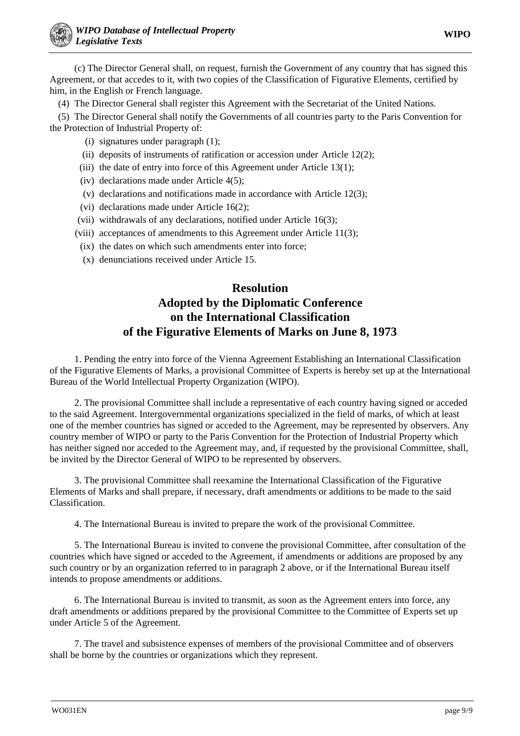(c) The Director General shall, on request, furnish the Government of any country that has signed this Agreement, or that accedes to it, with two copies of the Classification of Figurative Elements, certified by him, in the English or French language.

(4) The Director General shall register this Agreement with the Secretariat of the United Nations.

(5) The Director General shall notify the Governments of all countries party to the Paris Convention for the Protection of Industrial Property of:

(i) signatures under paragraph (1);

(ii) deposits of instruments of ratification or accession under Article 12(2);

(iii) the date of entry into force of this Agreement under Article 13(1);

(iv) declarations made under Article 4(5);

(v) declarations and notifications made in accordance with Article 12(3);

(vi) declarations made under Article 16(2);

(vii) withdrawals of any declarations, notified under Article 16(3);

(viii) acceptances of amendments to this Agreement under Article 11(3);

(ix) the dates on which such amendments enter into force;

(x) denunciations received under Article 15.

## Resolution Adopted by the Diplomatic Conference on the International Classification of the Figurative Elements of Marks on June 8, 1973

1. Pending the entry into force of the Vienna Agreement Establishing an International Classification of the Figurative Elements of Marks, a provisional Committee of Experts is hereby set up at the International Bureau of the World Intellectual Property Organization (WIPO).

2. The provisional Committee shall include a representative of each country having signed or acceded to the said Agreement. Intergovernmental organizations specialized in the field of marks, of which at least one of the member countries has signed or acceded to the Agreement, may be represented by observers. Any country member of WIPO or party to the Paris Convention for the Protection of Industrial Property which has neither signed nor acceded to the Agreement may, and, if requested by the provisional Committee, shall, be invited by the Director General of WIPO to be represented by observers.

3. The provisional Committee shall reexamine the International Classification of the Figurative Elements of Marks and shall prepare, if necessary, draft amendments or additions to be made to the said Classification.

4. The International Bureau is invited to prepare the work of the provisional Committee.

5. The International Bureau is invited to convene the provisional Committee, after consultation of the countries which have signed or acceded to the Agreement, if amendments or additions are proposed by any such country or by an organization referred to in paragraph 2 above, or if the International Bureau itself intends to propose amendments or additions.

6. The International Bureau is invited to transmit, as soon as the Agreement enters into force, any draft amendments or additions prepared by the provisional Committee to the Committee of Experts set up under Article 5 of the Agreement.

7. The travel and subsistence expenses of members of the provisional Committee and of observers shall be borne by the countries or organizations which they represent.